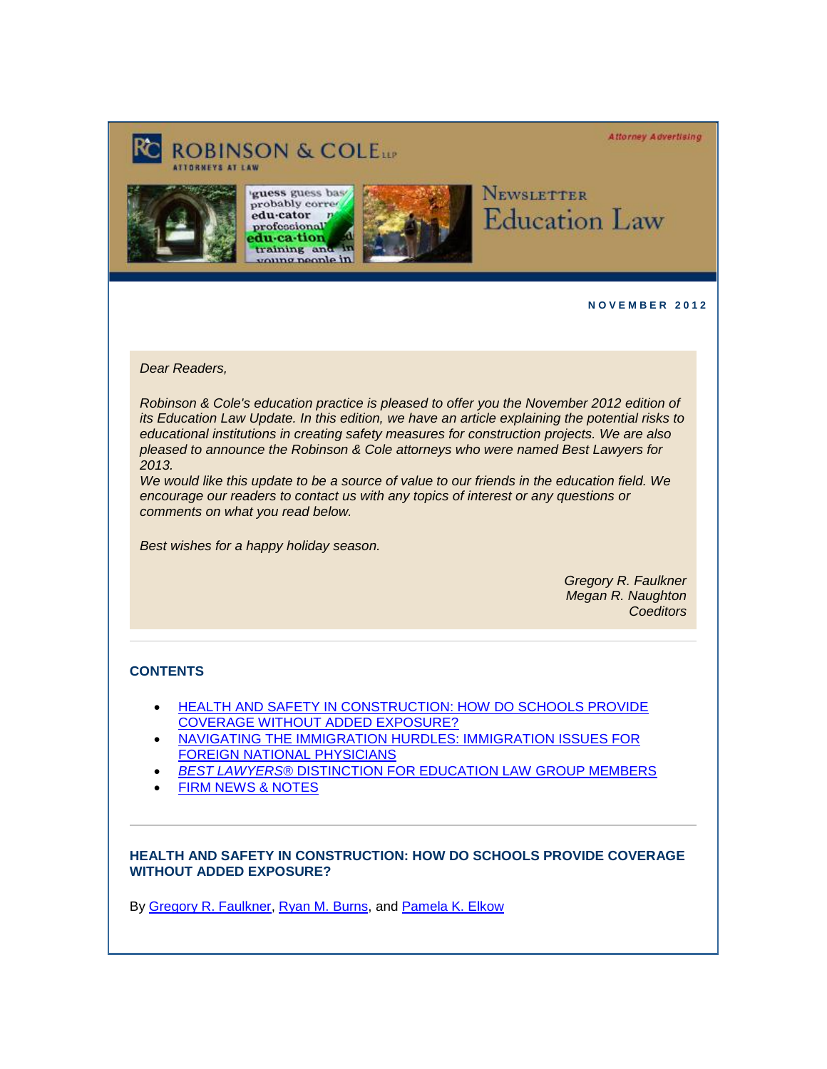ROBINSON & COLE LLP
ATTORNEYS AT LAW

Attorney Advertising

# Newsletter Education Law

**NOVEMBER 2012**

*Dear Readers,*

*Robinson & Cole's education practice is pleased to offer you the November 2012 edition of its Education Law Update. In this edition, we have an article explaining the potential risks to educational institutions in creating safety measures for construction projects. We are also pleased to announce the Robinson & Cole attorneys who were named Best Lawyers for 2013.*
*We would like this update to be a source of value to our friends in the education field. We encourage our readers to contact us with any topics of interest or any questions or comments on what you read below.*

*Best wishes for a happy holiday season.*

*Gregory R. Faulkner*
*Megan R. Naughton*
*Coeditors*

---

## CONTENTS

- HEALTH AND SAFETY IN CONSTRUCTION: HOW DO SCHOOLS PROVIDE COVERAGE WITHOUT ADDED EXPOSURE?
- NAVIGATING THE IMMIGRATION HURDLES: IMMIGRATION ISSUES FOR FOREIGN NATIONAL PHYSICIANS
- *BEST LAWYERS*® DISTINCTION FOR EDUCATION LAW GROUP MEMBERS
- FIRM NEWS & NOTES

---

## HEALTH AND SAFETY IN CONSTRUCTION: HOW DO SCHOOLS PROVIDE COVERAGE WITHOUT ADDED EXPOSURE?

By Gregory R. Faulkner, Ryan M. Burns, and Pamela K. Elkow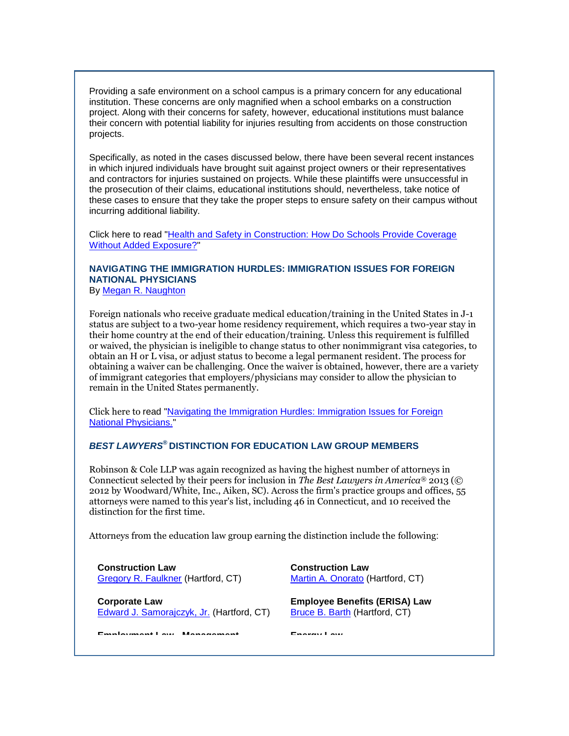Providing a safe environment on a school campus is a primary concern for any educational institution. These concerns are only magnified when a school embarks on a construction project. Along with their concerns for safety, however, educational institutions must balance their concern with potential liability for injuries resulting from accidents on those construction projects.

Specifically, as noted in the cases discussed below, there have been several recent instances in which injured individuals have brought suit against project owners or their representatives and contractors for injuries sustained on projects. While these plaintiffs were unsuccessful in the prosecution of their claims, educational institutions should, nevertheless, take notice of these cases to ensure that they take the proper steps to ensure safety on their campus without incurring additional liability.

Click here to read "Health and Safety in Construction: How Do Schools Provide Coverage Without Added Exposure?"

### NAVIGATING THE IMMIGRATION HURDLES: IMMIGRATION ISSUES FOR FOREIGN NATIONAL PHYSICIANS

By Megan R. Naughton

Foreign nationals who receive graduate medical education/training in the United States in J-1 status are subject to a two-year home residency requirement, which requires a two-year stay in their home country at the end of their education/training. Unless this requirement is fulfilled or waived, the physician is ineligible to change status to other nonimmigrant visa categories, to obtain an H or L visa, or adjust status to become a legal permanent resident. The process for obtaining a waiver can be challenging. Once the waiver is obtained, however, there are a variety of immigrant categories that employers/physicians may consider to allow the physician to remain in the United States permanently.

Click here to read "Navigating the Immigration Hurdles: Immigration Issues for Foreign National Physicians."

### *BEST LAWYERS®* DISTINCTION FOR EDUCATION LAW GROUP MEMBERS

Robinson & Cole LLP was again recognized as having the highest number of attorneys in Connecticut selected by their peers for inclusion in *The Best Lawyers in America®* 2013 (© 2012 by Woodward/White, Inc., Aiken, SC). Across the firm's practice groups and offices, 55 attorneys were named to this year's list, including 46 in Connecticut, and 10 received the distinction for the first time.

Attorneys from the education law group earning the distinction include the following:

**Construction Law**
Gregory R. Faulkner (Hartford, CT)

**Construction Law**
Martin A. Onorato (Hartford, CT)

**Corporate Law**
Edward J. Samorajczyk, Jr. (Hartford, CT)

**Employee Benefits (ERISA) Law**
Bruce B. Barth (Hartford, CT)

**Employment Law - Management**

**Energy Law**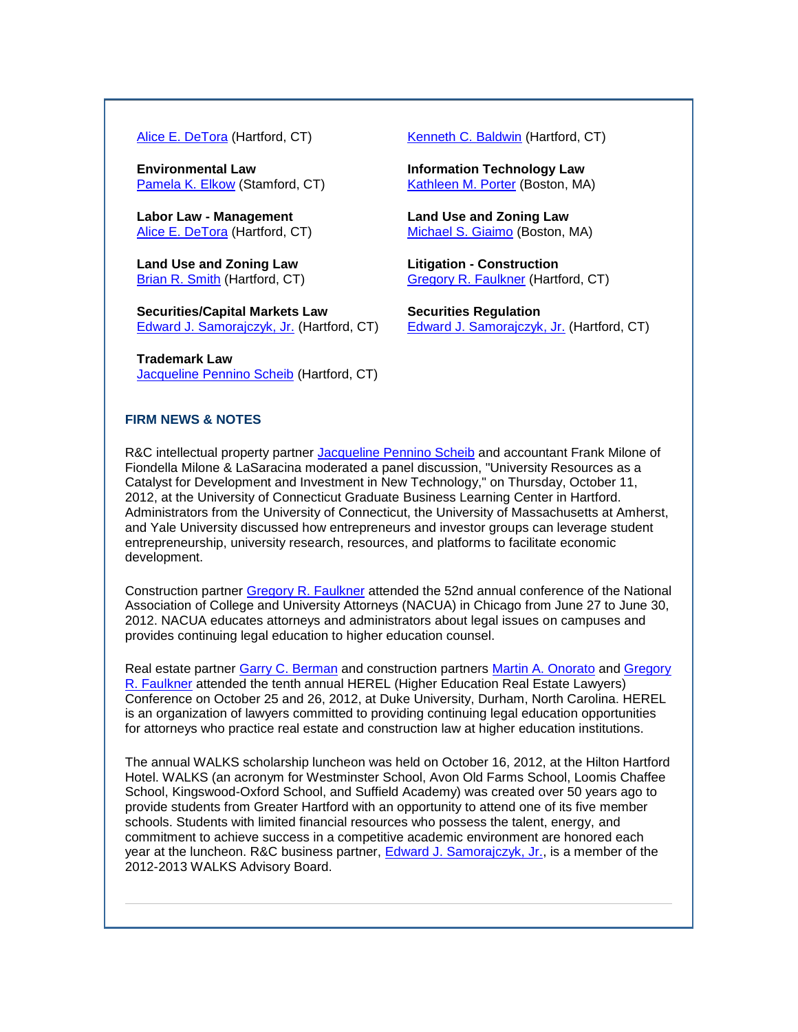Alice E. DeTora (Hartford, CT)

Kenneth C. Baldwin (Hartford, CT)

**Environmental Law**
Pamela K. Elkow (Stamford, CT)

**Information Technology Law**
Kathleen M. Porter (Boston, MA)

**Labor Law - Management**
Alice E. DeTora (Hartford, CT)

**Land Use and Zoning Law**
Michael S. Giaimo (Boston, MA)

**Land Use and Zoning Law**
Brian R. Smith (Hartford, CT)

**Litigation - Construction**
Gregory R. Faulkner (Hartford, CT)

**Securities/Capital Markets Law**
Edward J. Samorajczyk, Jr. (Hartford, CT)

**Securities Regulation**
Edward J. Samorajczyk, Jr. (Hartford, CT)

**Trademark Law**
Jacqueline Pennino Scheib (Hartford, CT)

## FIRM NEWS & NOTES

R&C intellectual property partner Jacqueline Pennino Scheib and accountant Frank Milone of Fiondella Milone & LaSaracina moderated a panel discussion, "University Resources as a Catalyst for Development and Investment in New Technology," on Thursday, October 11, 2012, at the University of Connecticut Graduate Business Learning Center in Hartford. Administrators from the University of Connecticut, the University of Massachusetts at Amherst, and Yale University discussed how entrepreneurs and investor groups can leverage student entrepreneurship, university research, resources, and platforms to facilitate economic development.

Construction partner Gregory R. Faulkner attended the 52nd annual conference of the National Association of College and University Attorneys (NACUA) in Chicago from June 27 to June 30, 2012. NACUA educates attorneys and administrators about legal issues on campuses and provides continuing legal education to higher education counsel.

Real estate partner Garry C. Berman and construction partners Martin A. Onorato and Gregory R. Faulkner attended the tenth annual HEREL (Higher Education Real Estate Lawyers) Conference on October 25 and 26, 2012, at Duke University, Durham, North Carolina. HEREL is an organization of lawyers committed to providing continuing legal education opportunities for attorneys who practice real estate and construction law at higher education institutions.

The annual WALKS scholarship luncheon was held on October 16, 2012, at the Hilton Hartford Hotel. WALKS (an acronym for Westminster School, Avon Old Farms School, Loomis Chaffee School, Kingswood-Oxford School, and Suffield Academy) was created over 50 years ago to provide students from Greater Hartford with an opportunity to attend one of its five member schools. Students with limited financial resources who possess the talent, energy, and commitment to achieve success in a competitive academic environment are honored each year at the luncheon. R&C business partner, Edward J. Samorajczyk, Jr., is a member of the 2012-2013 WALKS Advisory Board.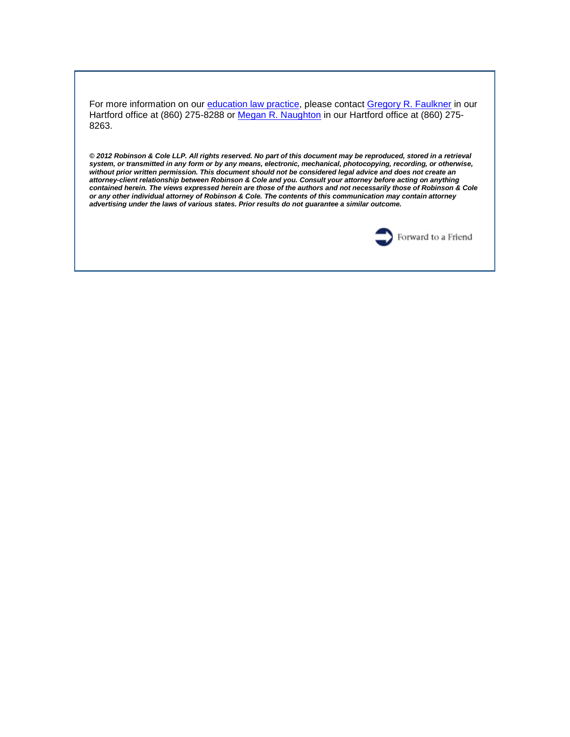For more information on our education law practice, please contact Gregory R. Faulkner in our Hartford office at (860) 275-8288 or Megan R. Naughton in our Hartford office at (860) 275-8263.

***© 2012 Robinson & Cole LLP. All rights reserved. No part of this document may be reproduced, stored in a retrieval system, or transmitted in any form or by any means, electronic, mechanical, photocopying, recording, or otherwise, without prior written permission. This document should not be considered legal advice and does not create an attorney-client relationship between Robinson & Cole and you. Consult your attorney before acting on anything contained herein. The views expressed herein are those of the authors and not necessarily those of Robinson & Cole or any other individual attorney of Robinson & Cole. The contents of this communication may contain attorney advertising under the laws of various states. Prior results do not guarantee a similar outcome.***

Forward to a Friend